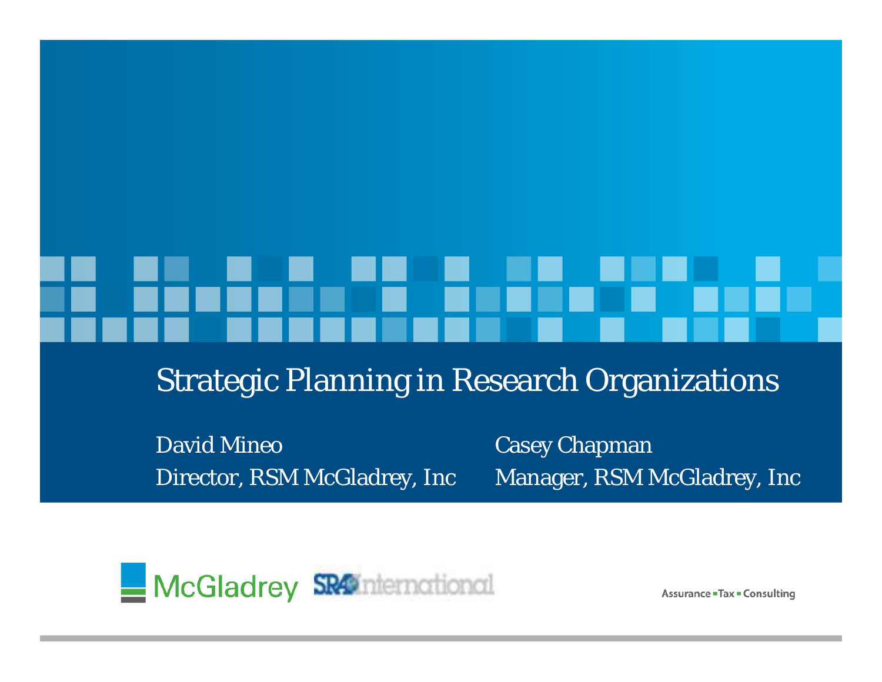# Strategic Planning in Research Organizations

David Mineo
Director, RSM McGladrey, Inc

Casey Chapman
Manager, RSM McGladrey, Inc

McGladrey SRA International

Assurance ▪ Tax ▪ Consulting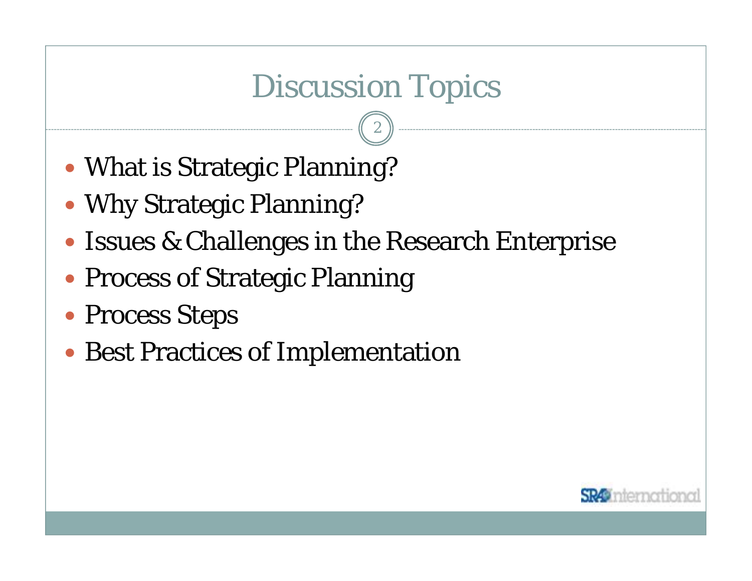# Discussion Topics

- What is Strategic Planning?
- Why Strategic Planning?
- Issues & Challenges in the Research Enterprise
- Process of Strategic Planning
- Process Steps
- Best Practices of Implementation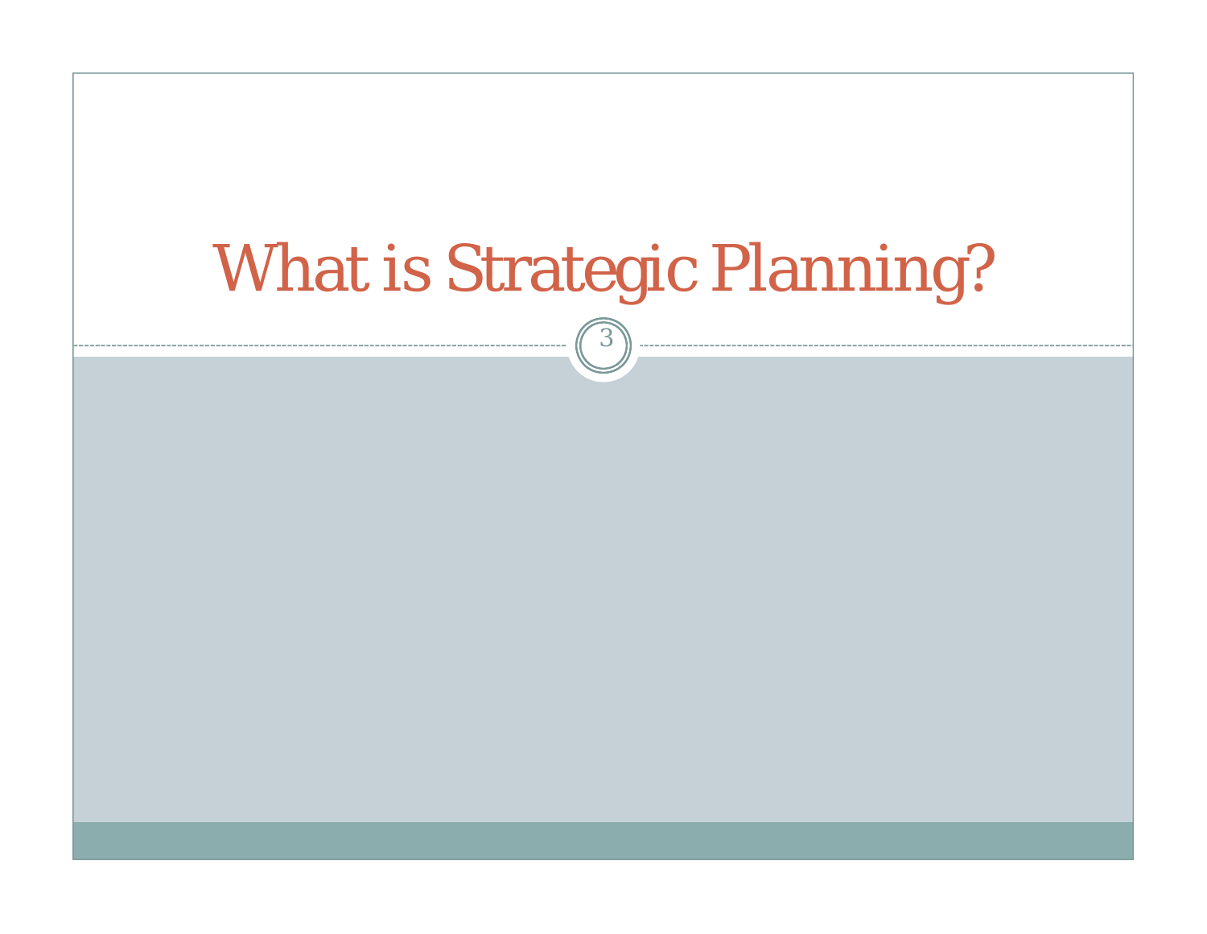# What is Strategic Planning?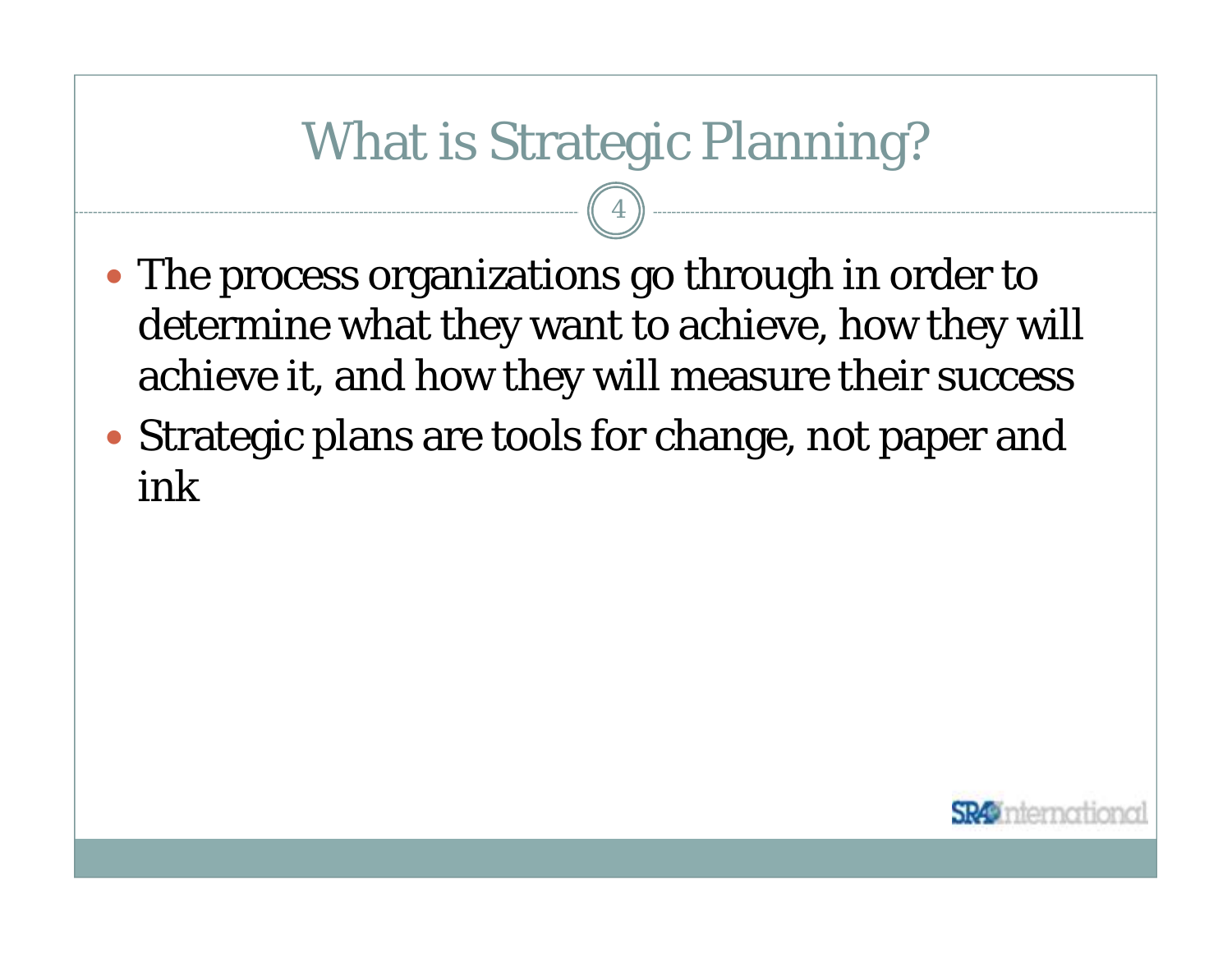# What is Strategic Planning?

- The process organizations go through in order to determine what they want to achieve, how they will achieve it, and how they will measure their success
- Strategic plans are tools for change, not paper and ink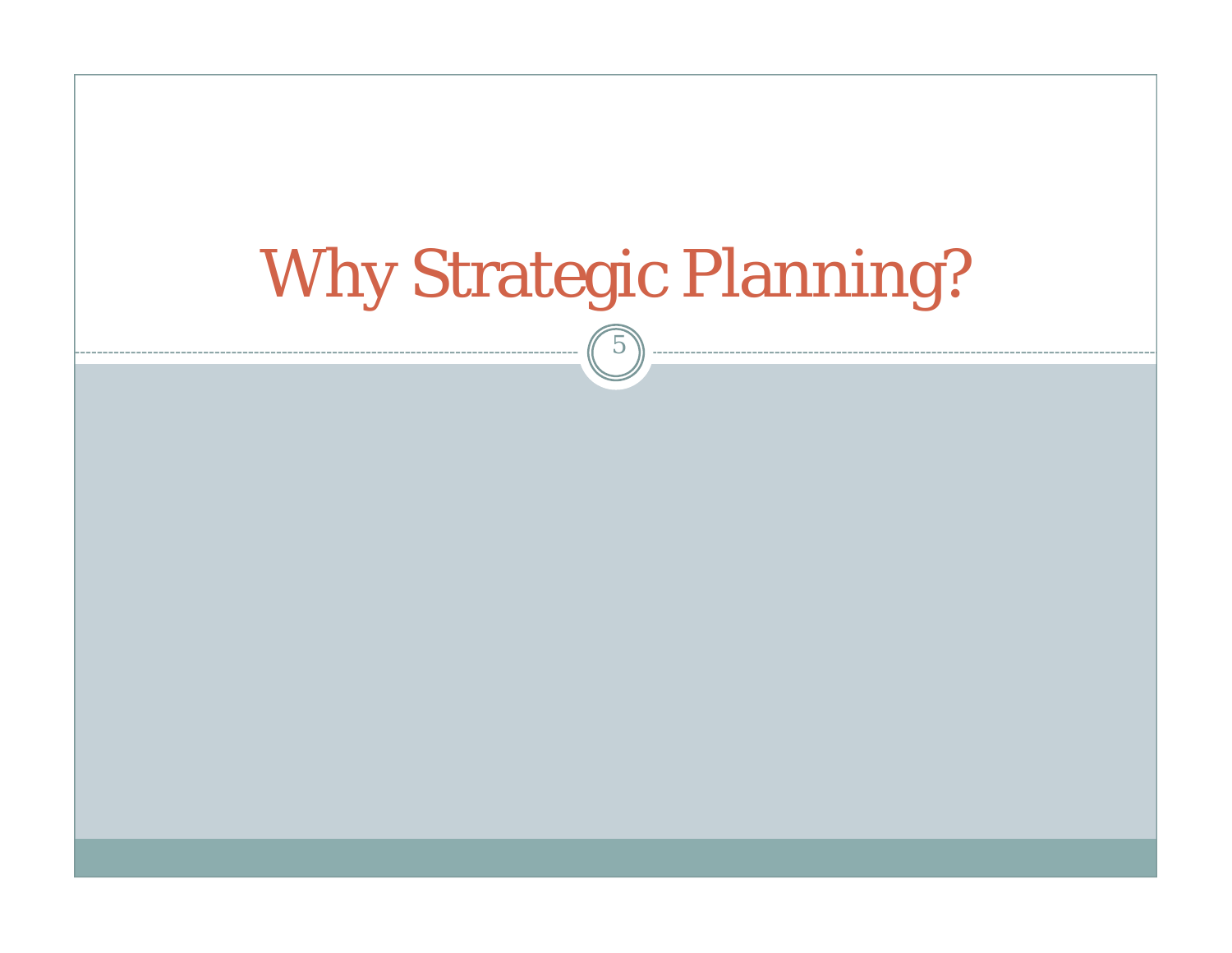# Why Strategic Planning?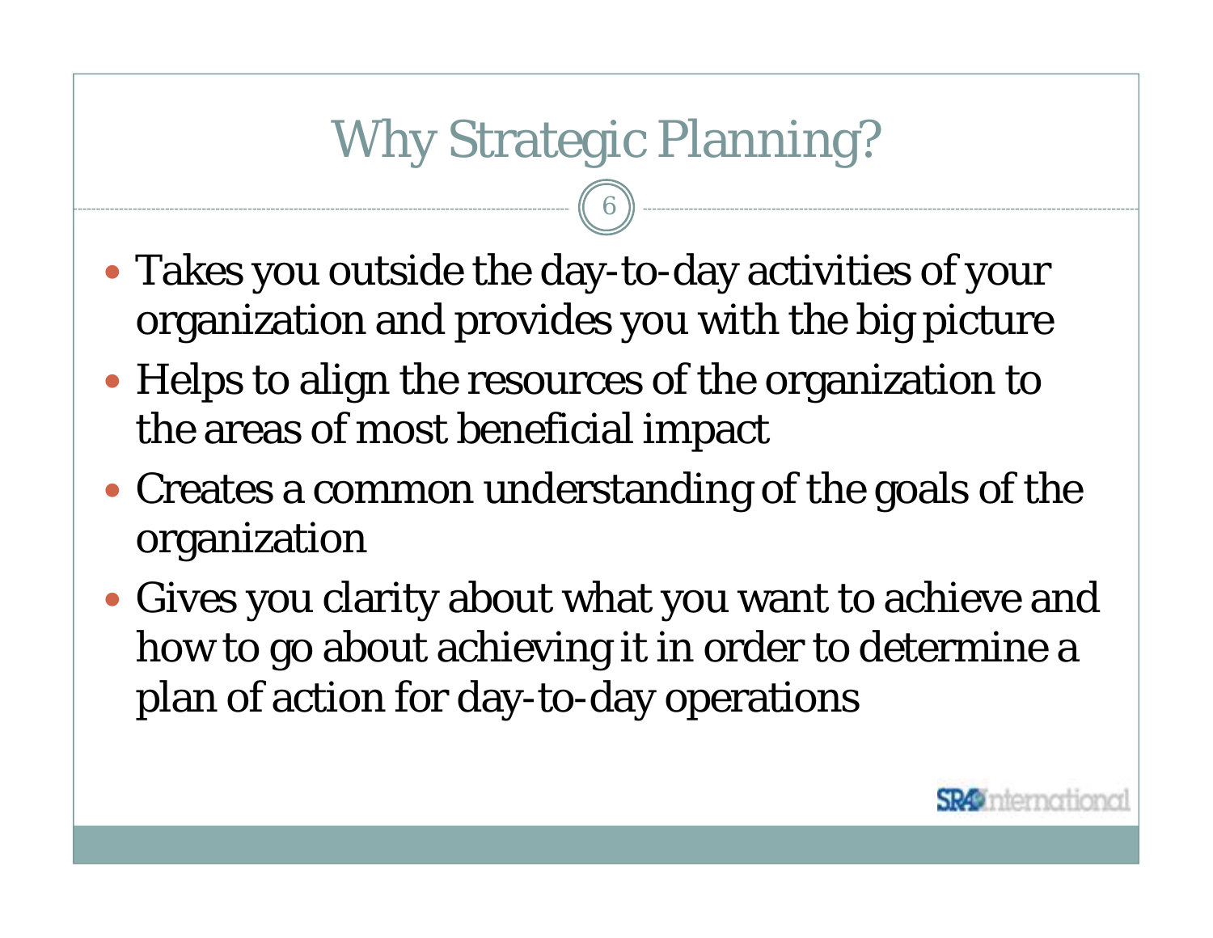# Why Strategic Planning?

- Takes you outside the day-to-day activities of your organization and provides you with the big picture
- Helps to align the resources of the organization to the areas of most beneficial impact
- Creates a common understanding of the goals of the organization
- Gives you clarity about what you want to achieve and how to go about achieving it in order to determine a plan of action for day-to-day operations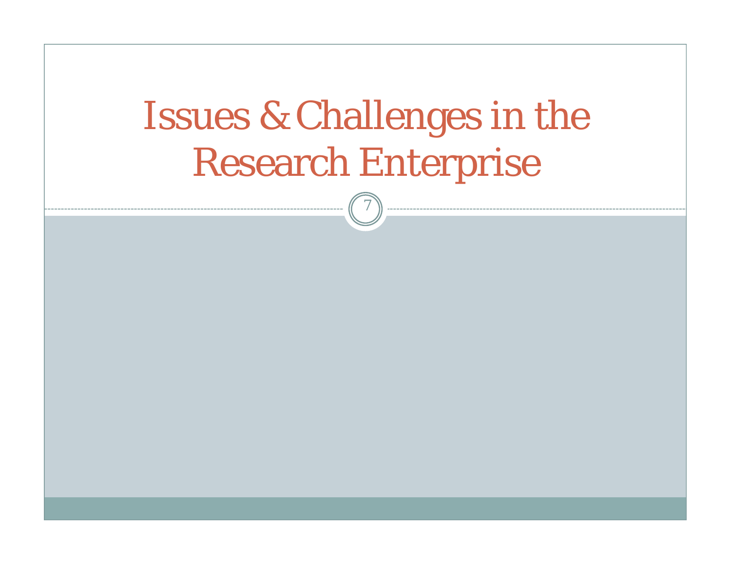# Issues & Challenges in the Research Enterprise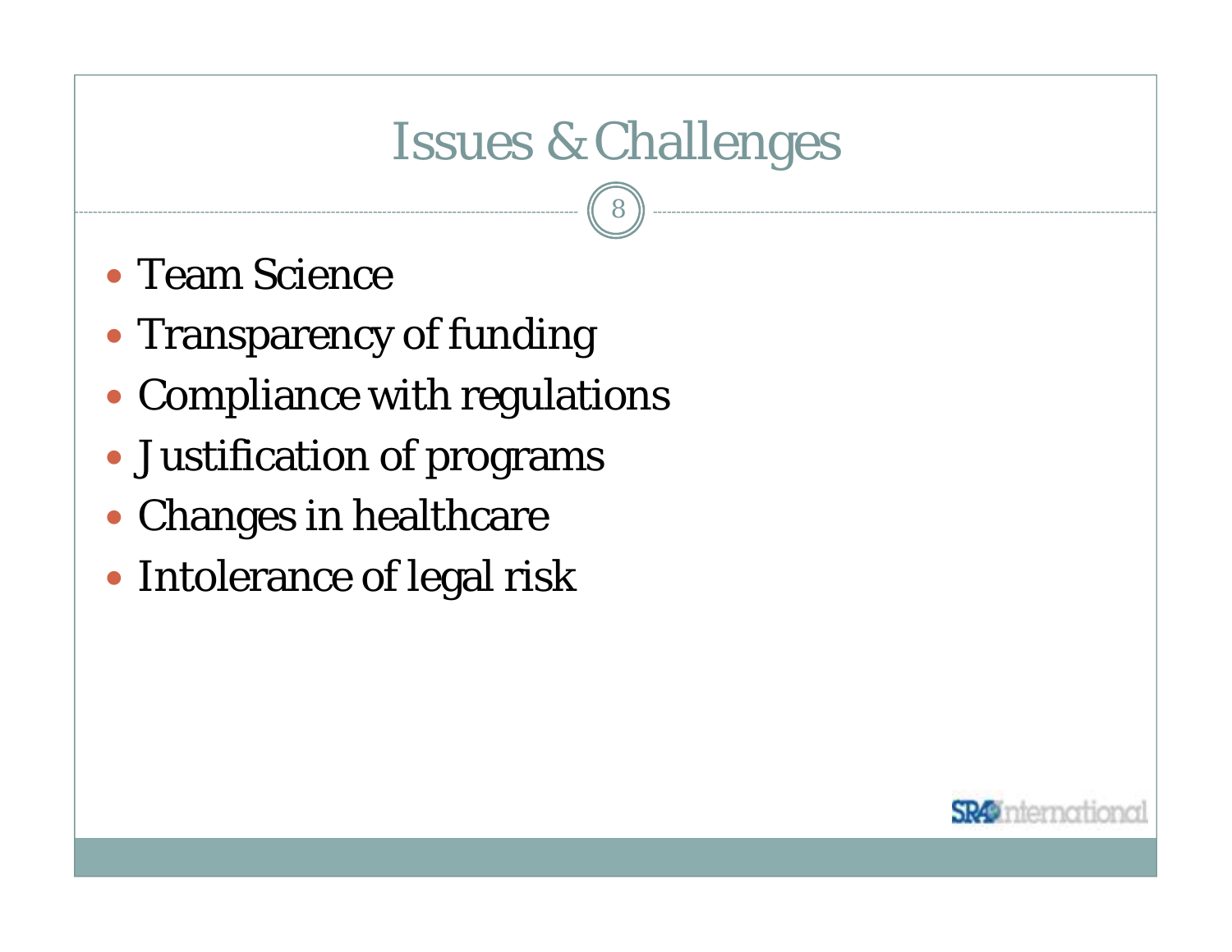# Issues & Challenges

- Team Science
- Transparency of funding
- Compliance with regulations
- Justification of programs
- Changes in healthcare
- Intolerance of legal risk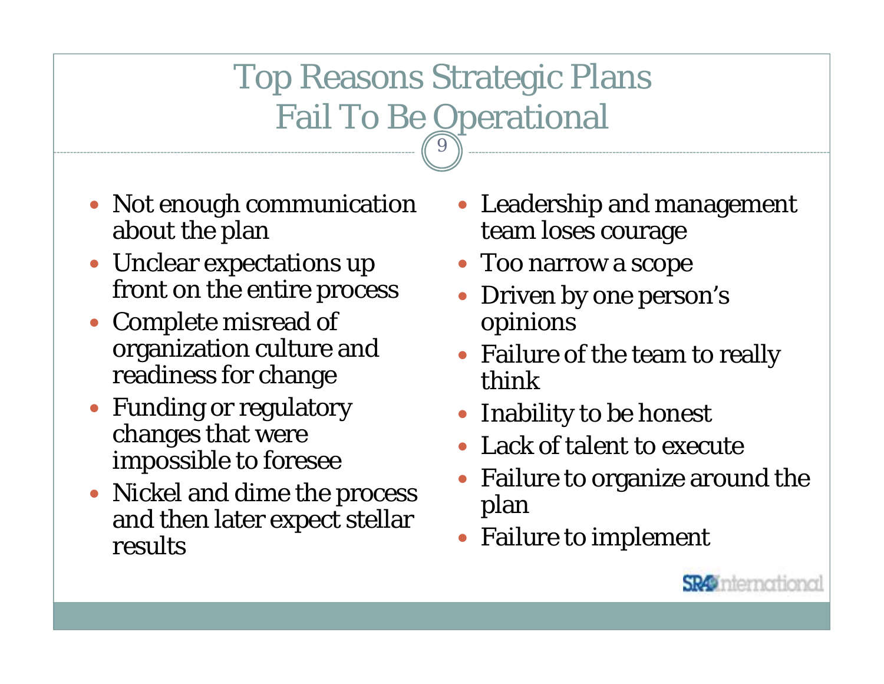# Top Reasons Strategic Plans Fail To Be Operational

- Not enough communication about the plan
- Unclear expectations up front on the entire process
- Complete misread of organization culture and readiness for change
- Funding or regulatory changes that were impossible to foresee
- Nickel and dime the process and then later expect stellar results
- Leadership and management team loses courage
- Too narrow a scope
- Driven by one person's opinions
- Failure of the team to really think
- Inability to be honest
- Lack of talent to execute
- Failure to organize around the plan
- Failure to implement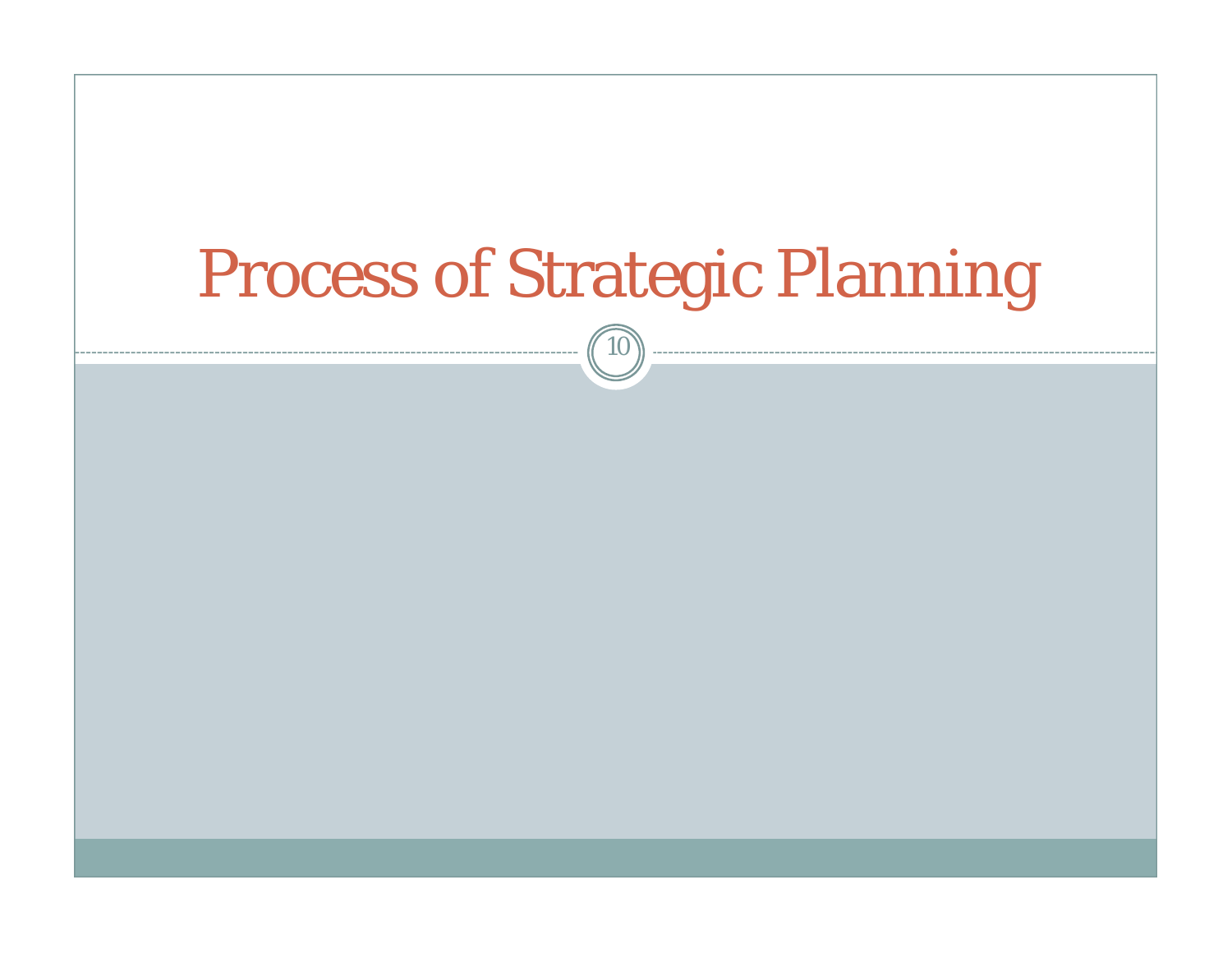# Process of Strategic Planning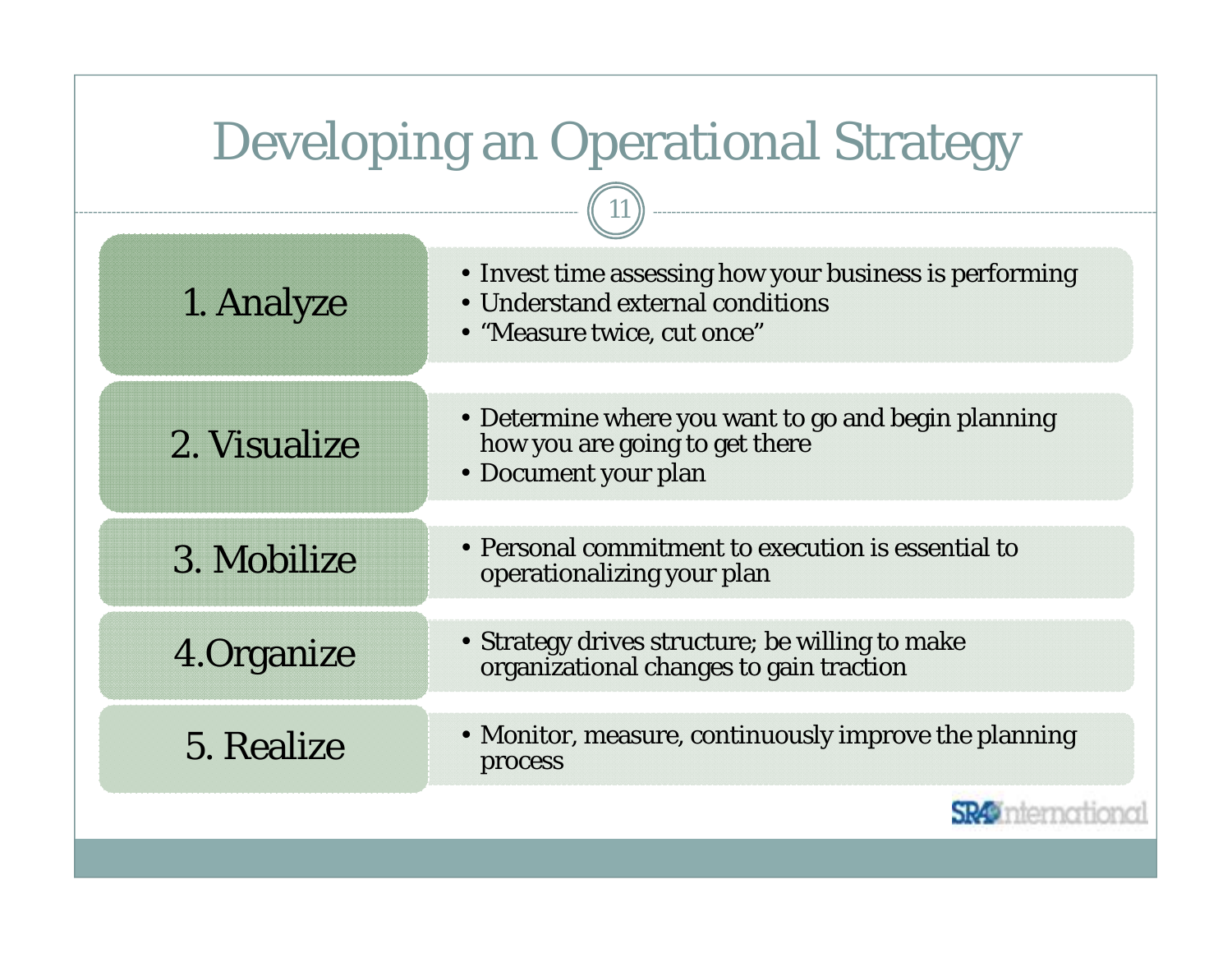# Developing an Operational Strategy

### 1. Analyze

- Invest time assessing how your business is performing
- Understand external conditions
- "Measure twice, cut once"

### 2. Visualize

- Determine where you want to go and begin planning how you are going to get there
- Document your plan

### 3. Mobilize

- Personal commitment to execution is essential to operationalizing your plan

### 4. Organize

- Strategy drives structure; be willing to make organizational changes to gain traction

### 5. Realize

- Monitor, measure, continuously improve the planning process

SRA International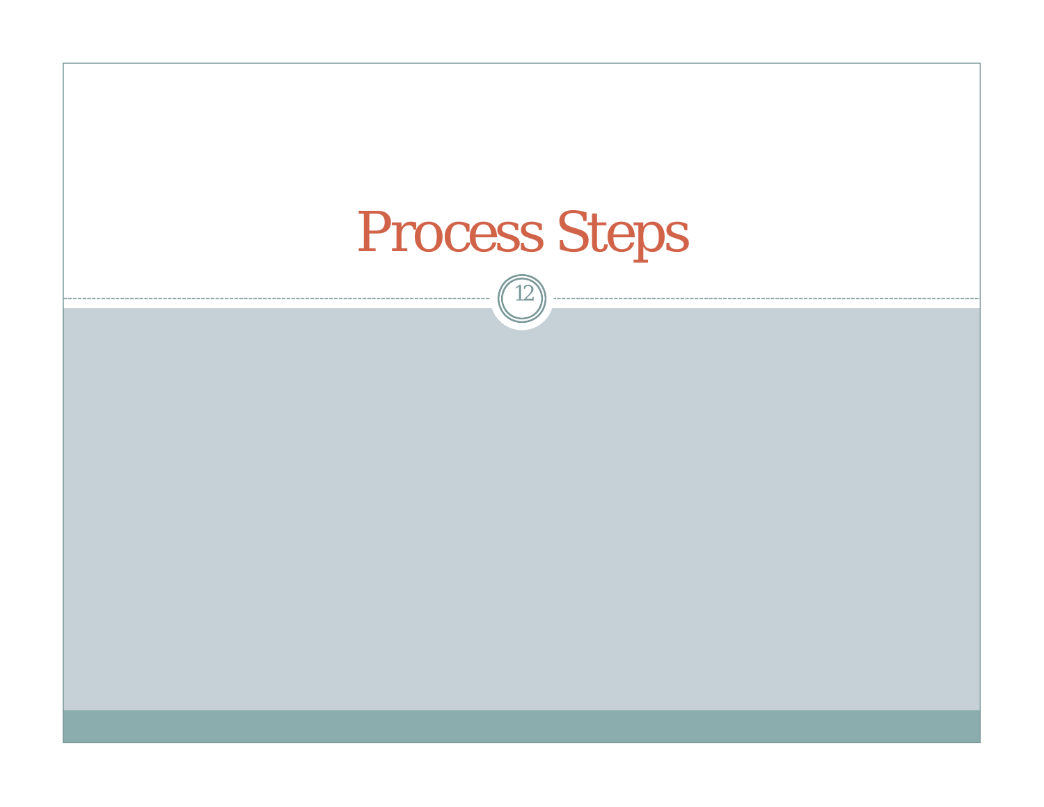# Process Steps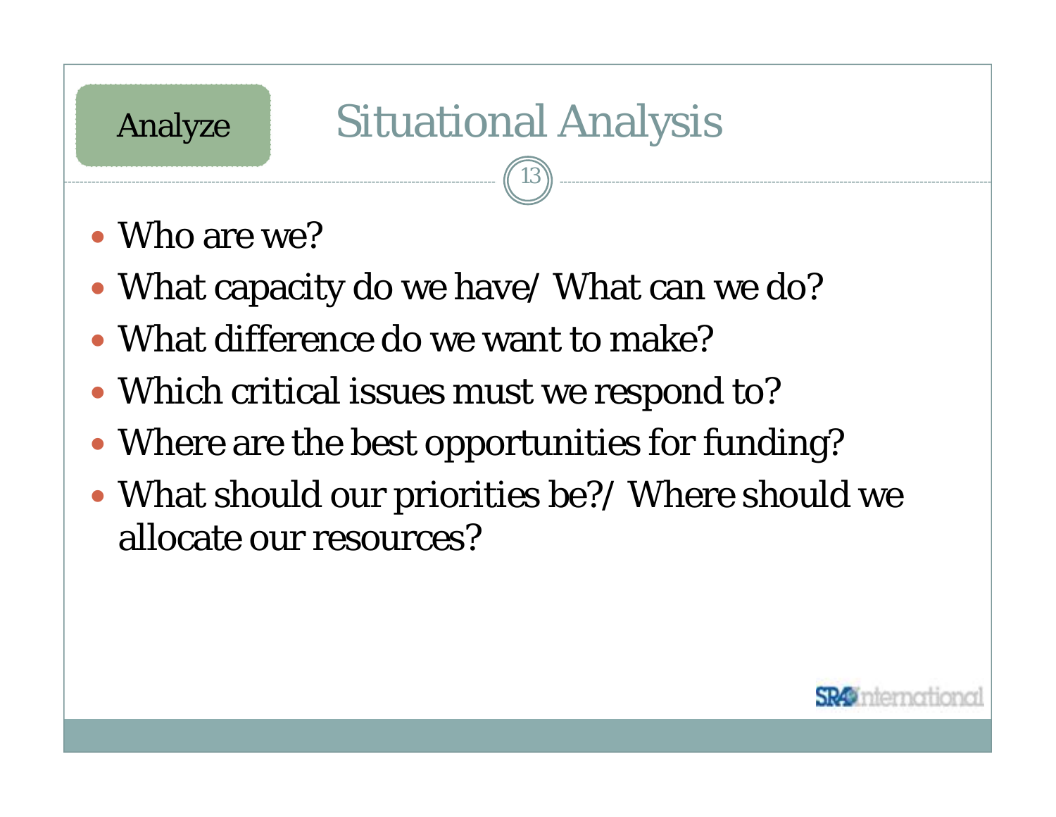Analyze

# Situational Analysis

- Who are we?
- What capacity do we have/ What can we do?
- What difference do we want to make?
- Which critical issues must we respond to?
- Where are the best opportunities for funding?
- What should our priorities be?/ Where should we allocate our resources?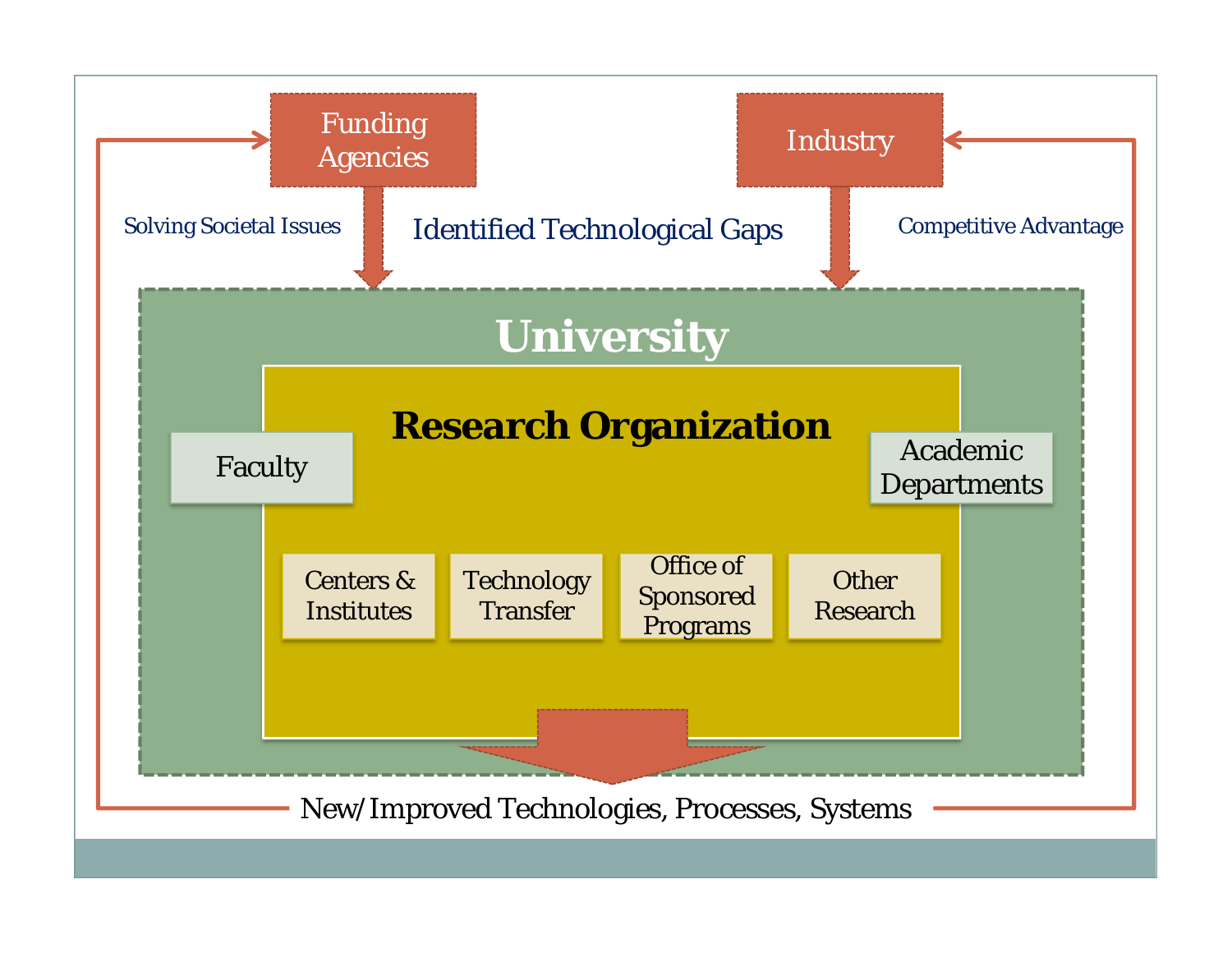Funding Agencies

Industry

Solving Societal Issues

Identified Technological Gaps

Competitive Advantage

# University

## Research Organization

Faculty

Academic Departments

Centers & Institutes

Technology Transfer

Office of Sponsored Programs

Other Research

New/Improved Technologies, Processes, Systems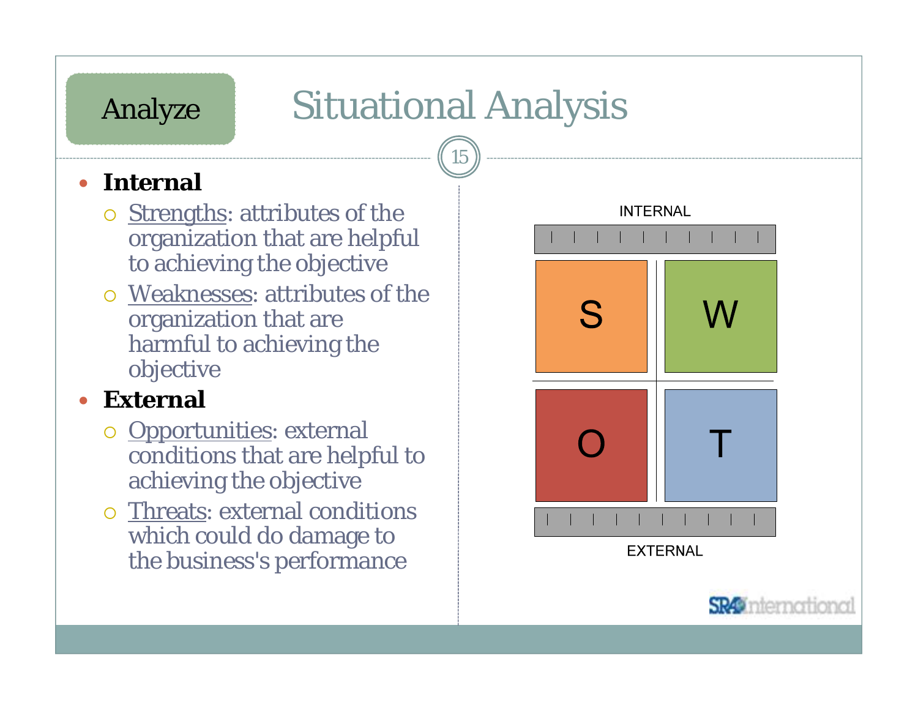Analyze

# Situational Analysis

- **Internal**
  - Strengths: attributes of the organization that are helpful to achieving the objective
  - Weaknesses: attributes of the organization that are harmful to achieving the objective
- **External**
  - Opportunities: external conditions that are helpful to achieving the objective
  - Threats: external conditions which could do damage to the business's performance

INTERNAL

| S | W |
|---|---|
| O | T |

EXTERNAL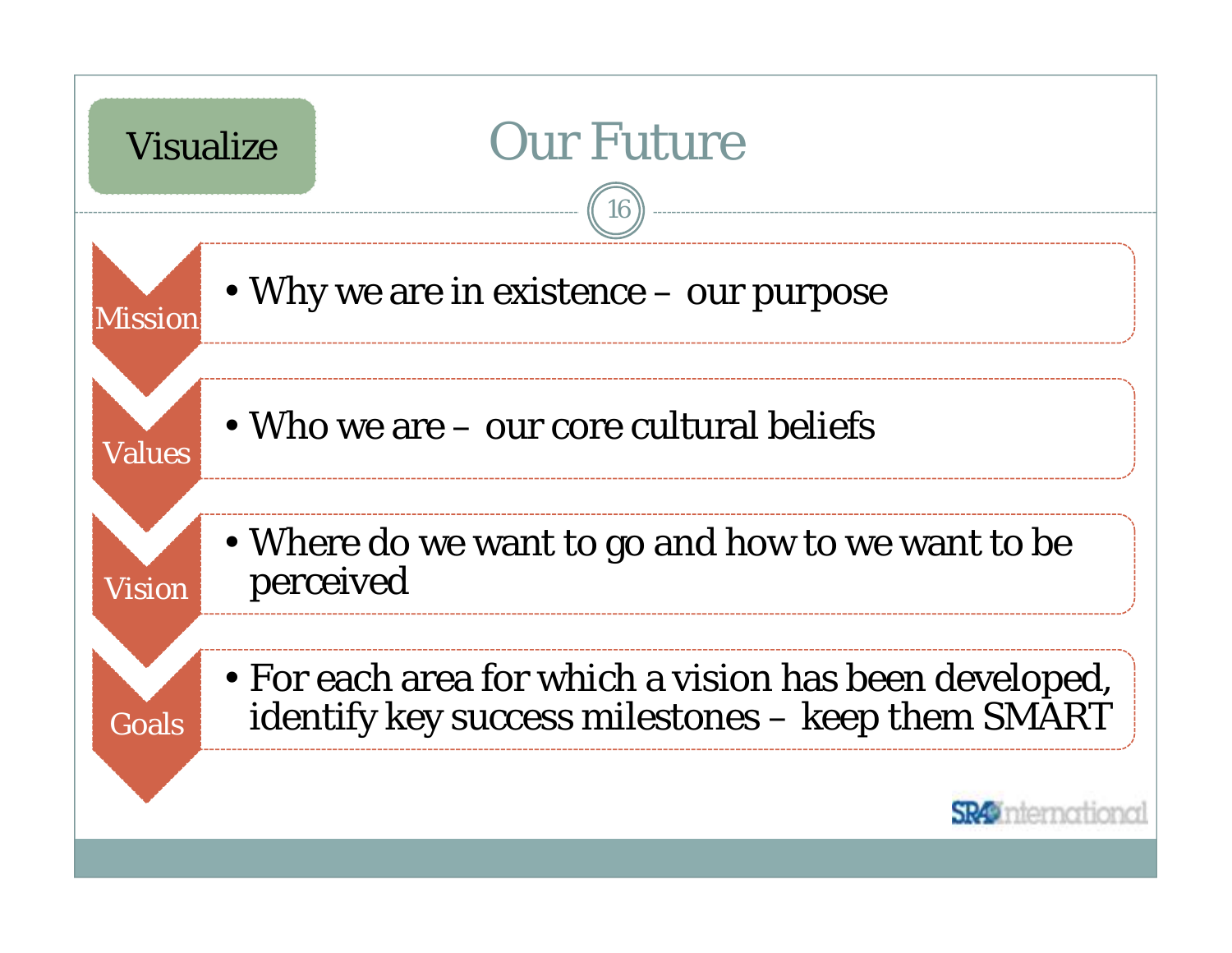Visualize

# Our Future

**Mission**
- Why we are in existence – our purpose

**Values**
- Who we are – our core cultural beliefs

**Vision**
- Where do we want to go and how to we want to be perceived

**Goals**
- For each area for which a vision has been developed, identify key success milestones – keep them SMART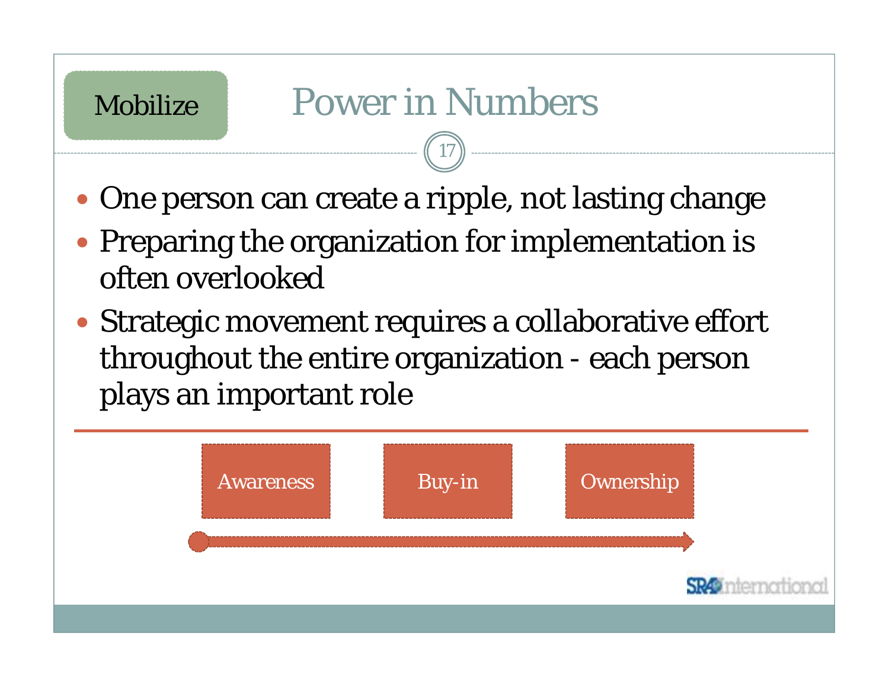Mobilize

# Power in Numbers

- One person can create a ripple, not lasting change
- Preparing the organization for implementation is often overlooked
- Strategic movement requires a collaborative effort throughout the entire organization - each person plays an important role

Awareness → Buy-in → Ownership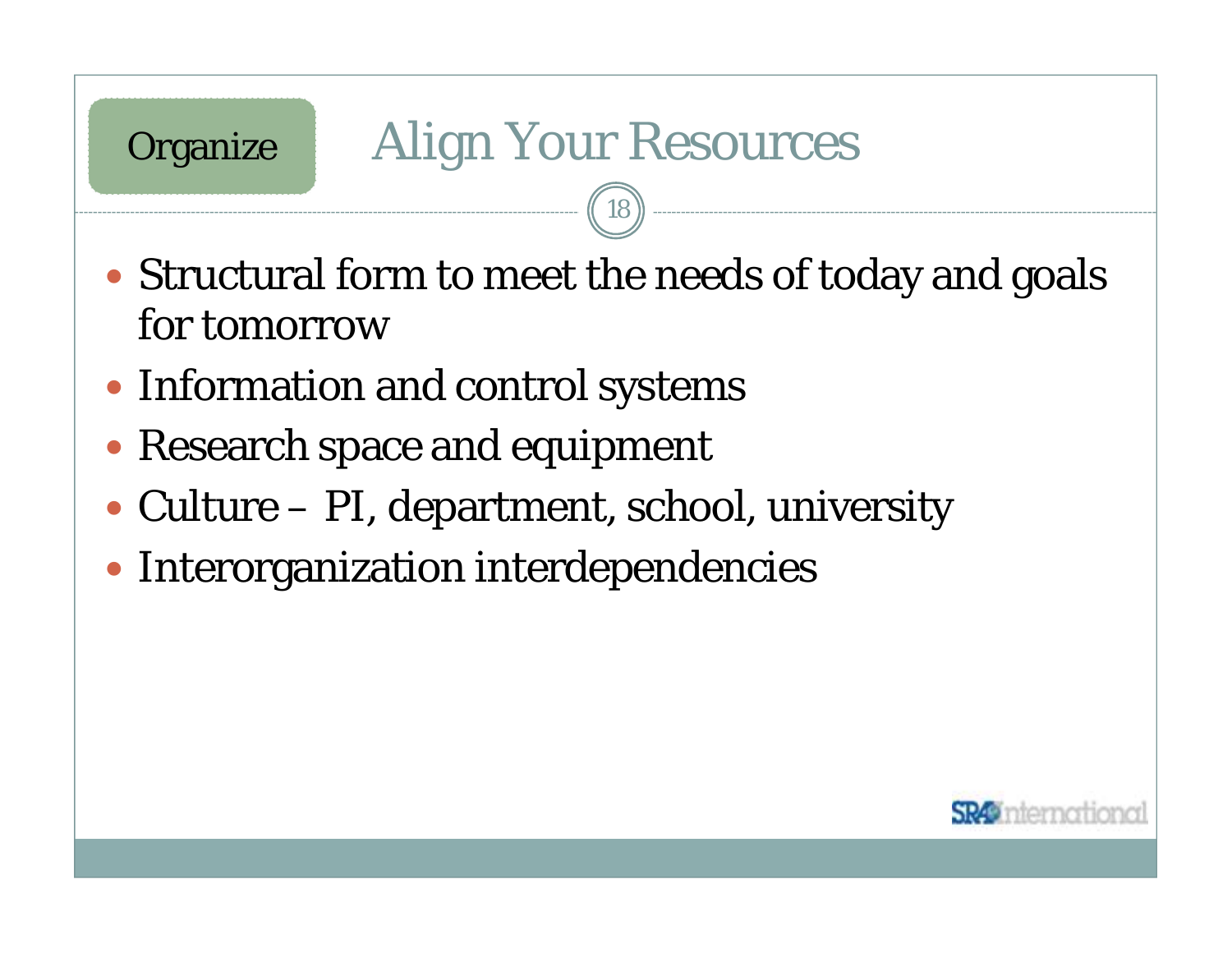Organize

# Align Your Resources

- Structural form to meet the needs of today and goals for tomorrow
- Information and control systems
- Research space and equipment
- Culture – PI, department, school, university
- Interorganization interdependencies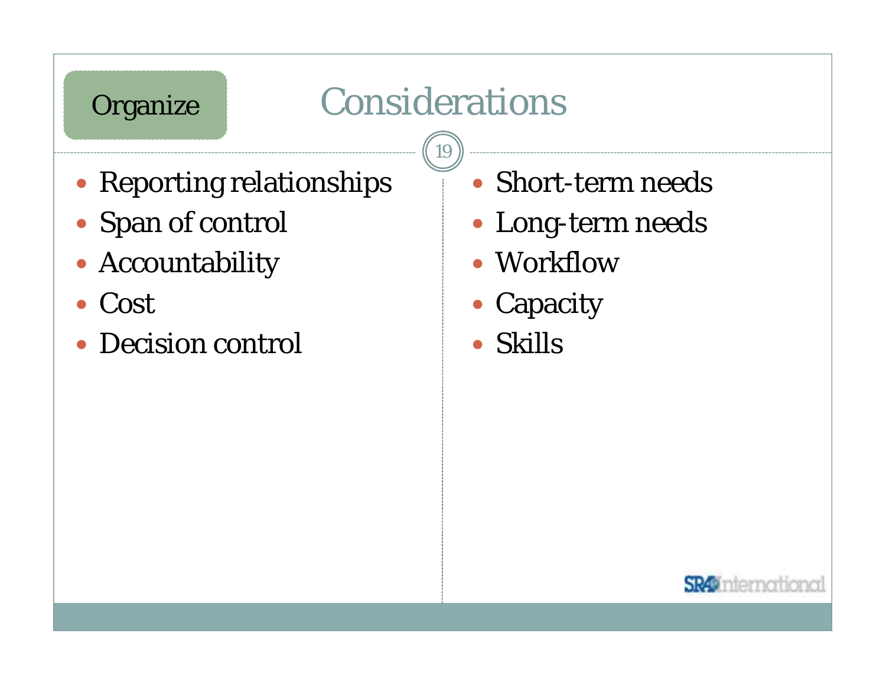Organize

# Considerations

- Reporting relationships
- Span of control
- Accountability
- Cost
- Decision control

- Short-term needs
- Long-term needs
- Workflow
- Capacity
- Skills

SRA International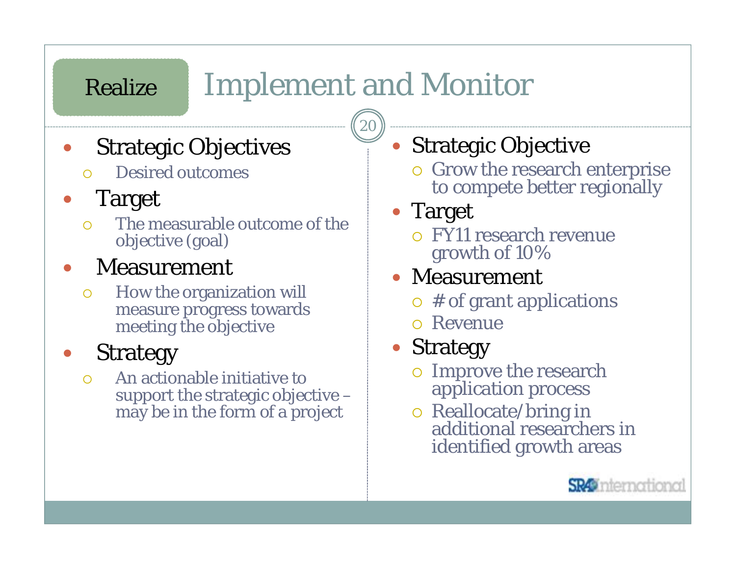# Realize — Implement and Monitor

- Strategic Objectives
  - Desired outcomes
- Target
  - The measurable outcome of the objective (goal)
- Measurement
  - How the organization will measure progress towards meeting the objective
- Strategy
  - An actionable initiative to support the strategic objective – may be in the form of a project

- Strategic Objective
  - Grow the research enterprise to compete better regionally
- Target
  - FY11 research revenue growth of 10%
- Measurement
  - # of grant applications
  - Revenue
- Strategy
  - Improve the research application process
  - Reallocate/bring in additional researchers in identified growth areas

SRA International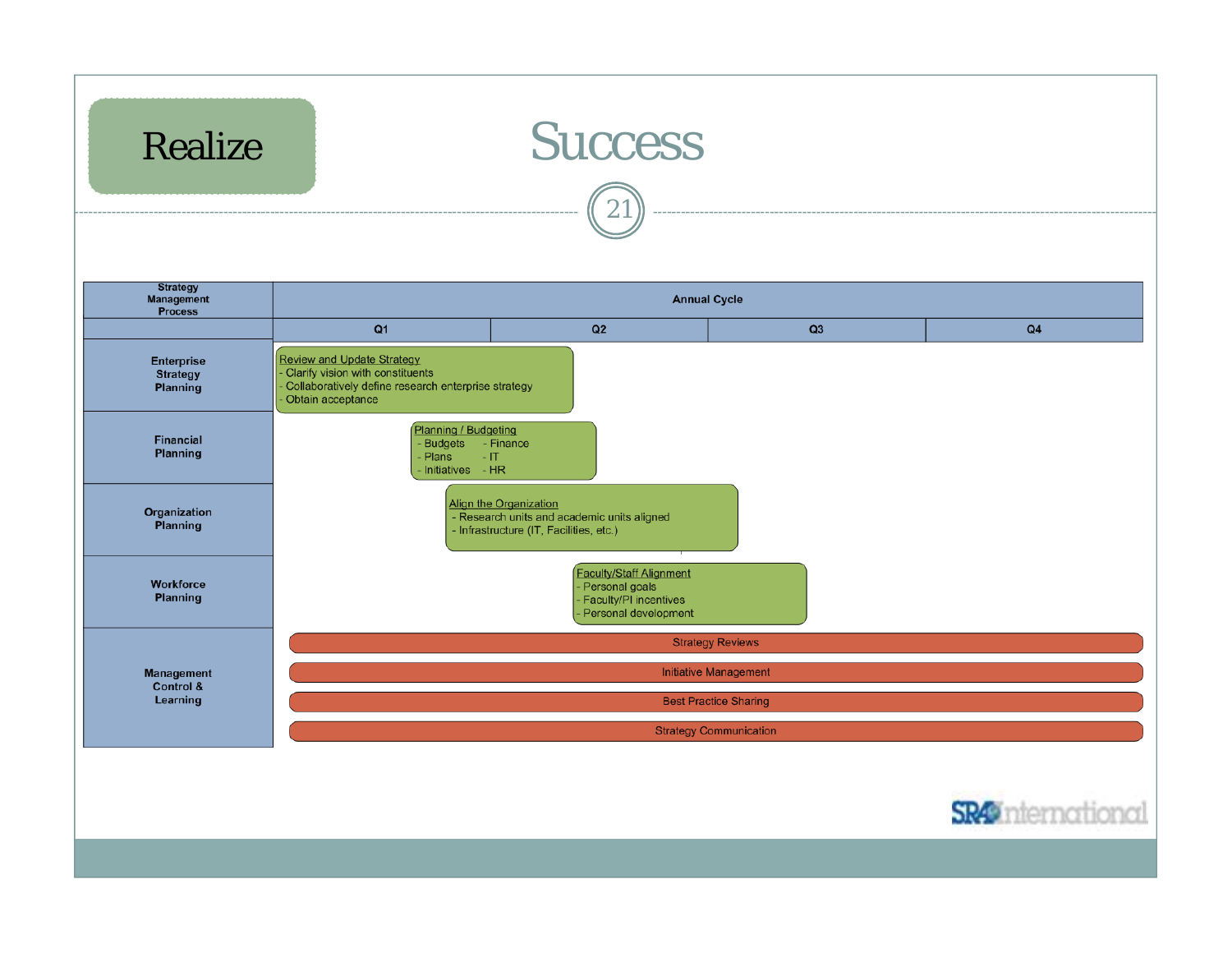Realize

# Success

| Strategy Management Process | Annual Cycle | | | |
|---|---|---|---|---|
| | Q1 | Q2 | Q3 | Q4 |
| Enterprise Strategy Planning | Review and Update Strategy<br>- Clarify vision with constituents<br>- Collaboratively define research enterprise strategy<br>- Obtain acceptance | | | |
| Financial Planning | Planning / Budgeting<br>- Budgets - Finance<br>- Plans - IT<br>- Initiatives - HR | | | |
| Organization Planning | | Align the Organization<br>- Research units and academic units aligned<br>- Infrastructure (IT, Facilities, etc.) | | |
| Workforce Planning | | Faculty/Staff Alignment<br>- Personal goals<br>- Faculty/PI incentives<br>- Personal development | | |
| Management Control & Learning | Strategy Reviews | | | |
| | Initiative Management | | | |
| | Best Practice Sharing | | | |
| | Strategy Communication | | | |

SRA International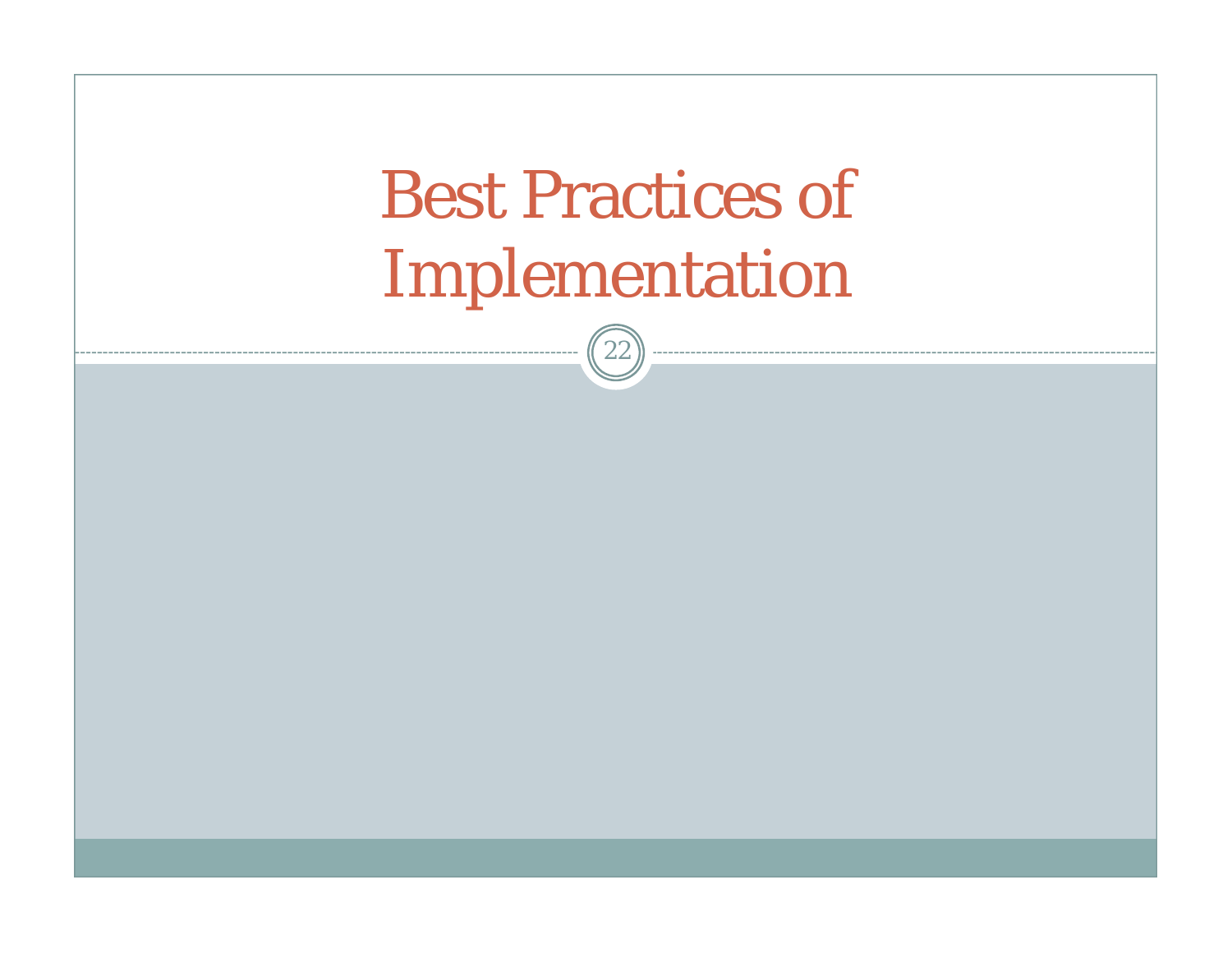# Best Practices of Implementation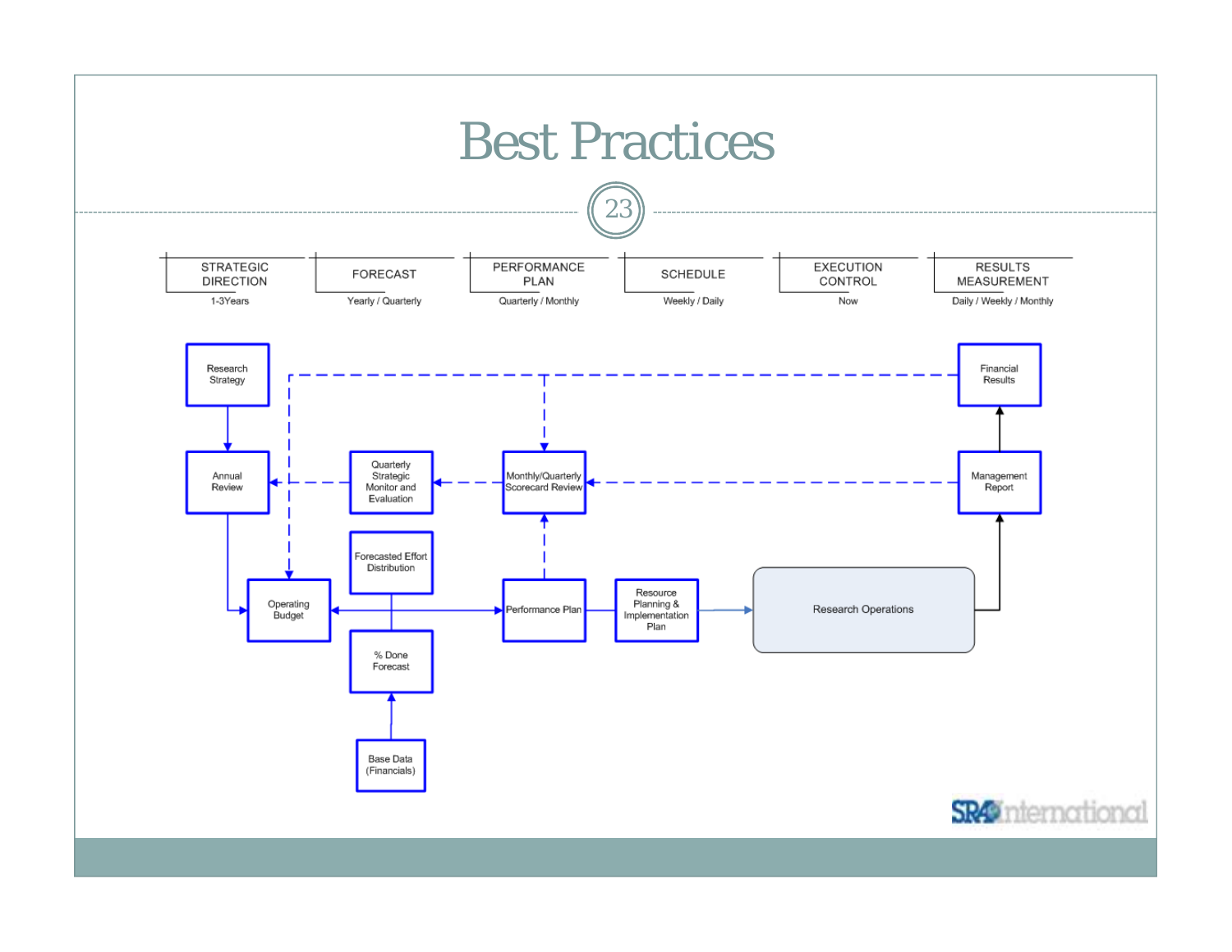# Best Practices

| STRATEGIC DIRECTION | FORECAST | PERFORMANCE PLAN | SCHEDULE | EXECUTION CONTROL | RESULTS MEASUREMENT |
|---|---|---|---|---|---|
| 1-3Years | Yearly / Quarterly | Quarterly / Monthly | Weekly / Daily | Now | Daily / Weekly / Monthly |

Research Strategy

Annual Review

Operating Budget

Quarterly Strategic Monitor and Evaluation

Forecasted Effort Distribution

% Done Forecast

Base Data (Financials)

Monthly/Quarterly Scorecard Review

Performance Plan

Resource Planning & Implementation Plan

Research Operations

Management Report

Financial Results

SRA International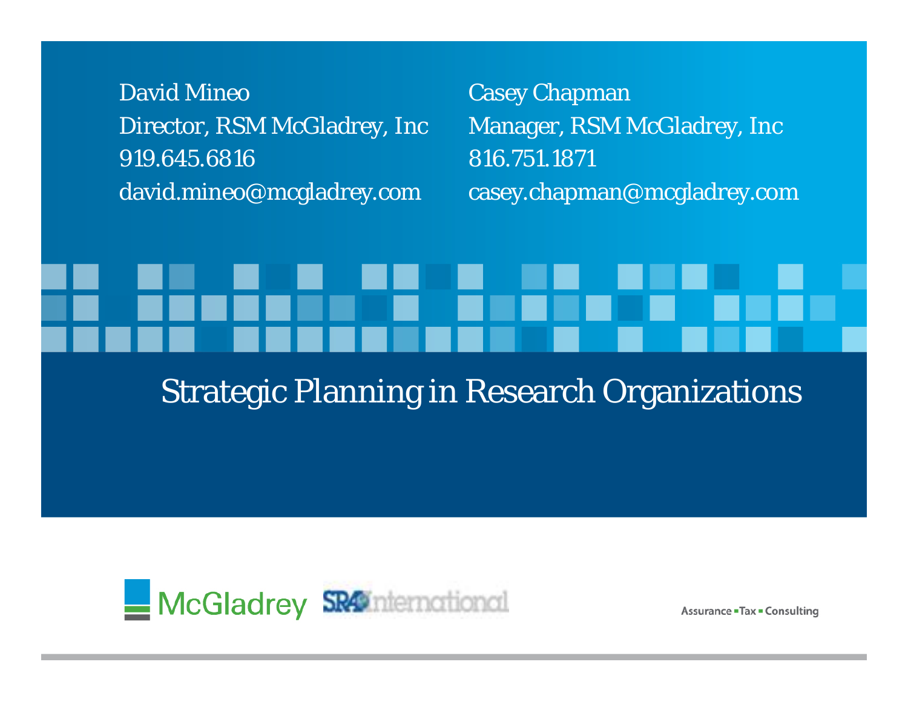David Mineo
Director, RSM McGladrey, Inc
919.645.6816
david.mineo@mcgladrey.com

Casey Chapman
Manager, RSM McGladrey, Inc
816.751.1871
casey.chapman@mcgladrey.com

# Strategic Planning in Research Organizations

McGladrey SRA International

Assurance ▪ Tax ▪ Consulting